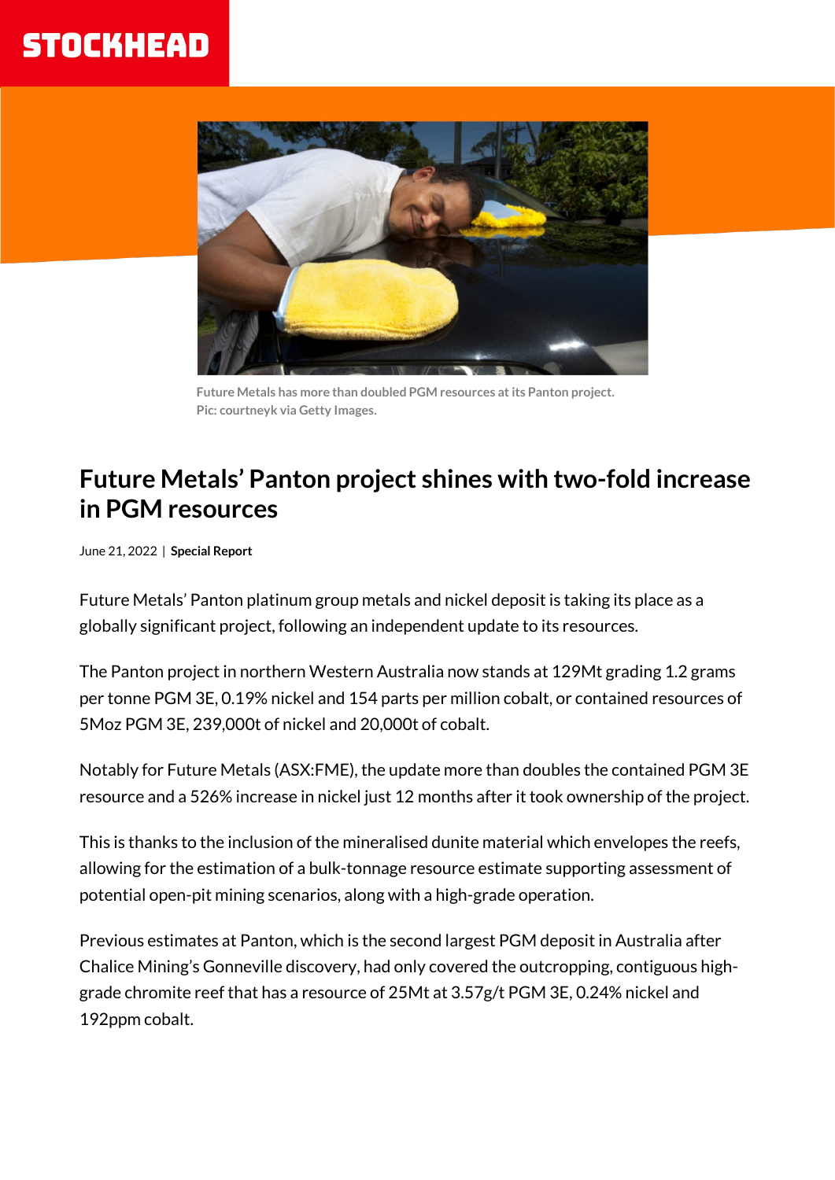Future Metals has more than doubled PGM resources at its Panton project.
Pic: courtneyk via Getty Images.

# Future Metals' Panton project shines with two-fold increase in PGM resources

June 21, 2022 | **Special Report**

Future Metals' Panton platinum group metals and nickel deposit is taking its place as a globally significant project, following an independent update to its resources.

The Panton project in northern Western Australia now stands at 129Mt grading 1.2 grams per tonne PGM 3E, 0.19% nickel and 154 parts per million cobalt, or contained resources of 5Moz PGM 3E, 239,000t of nickel and 20,000t of cobalt.

Notably for Future Metals (ASX:FME), the update more than doubles the contained PGM 3E resource and a 526% increase in nickel just 12 months after it took ownership of the project.

This is thanks to the inclusion of the mineralised dunite material which envelopes the reefs, allowing for the estimation of a bulk-tonnage resource estimate supporting assessment of potential open-pit mining scenarios, along with a high-grade operation.

Previous estimates at Panton, which is the second largest PGM deposit in Australia after Chalice Mining's Gonneville discovery, had only covered the outcropping, contiguous high-grade chromite reef that has a resource of 25Mt at 3.57g/t PGM 3E, 0.24% nickel and 192ppm cobalt.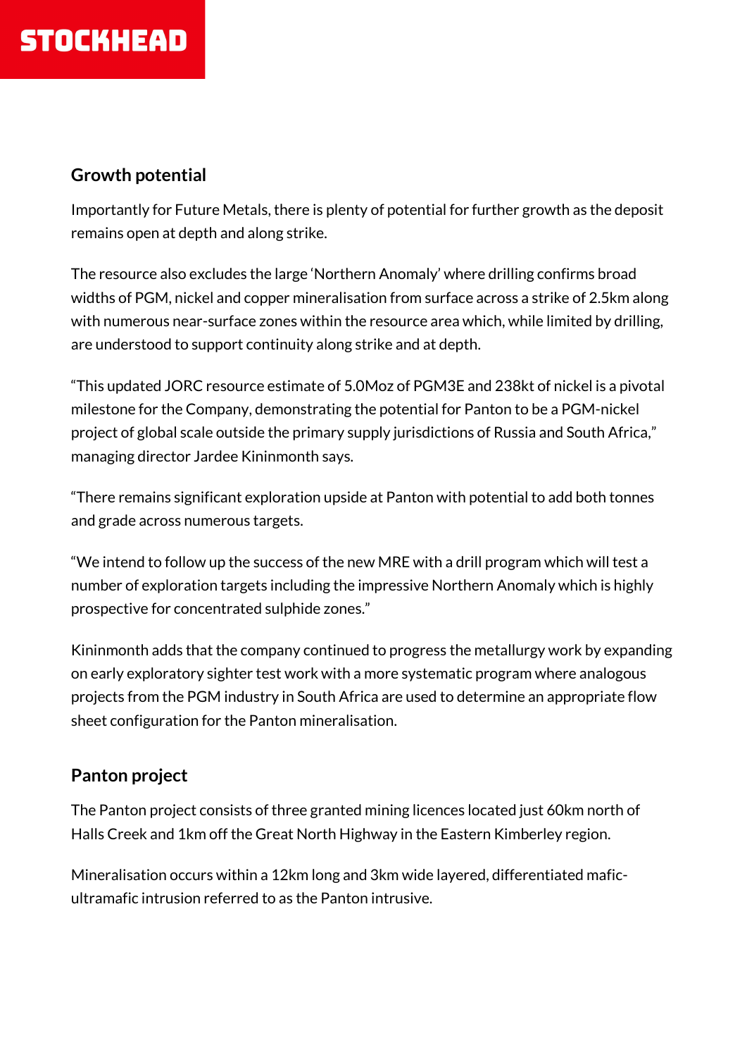## Growth potential

Importantly for Future Metals, there is plenty of potential for further growth as the deposit remains open at depth and along strike.

The resource also excludes the large 'Northern Anomaly' where drilling confirms broad widths of PGM, nickel and copper mineralisation from surface across a strike of 2.5km along with numerous near-surface zones within the resource area which, while limited by drilling, are understood to support continuity along strike and at depth.

"This updated JORC resource estimate of 5.0Moz of PGM3E and 238kt of nickel is a pivotal milestone for the Company, demonstrating the potential for Panton to be a PGM-nickel project of global scale outside the primary supply jurisdictions of Russia and South Africa," managing director Jardee Kininmonth says.

"There remains significant exploration upside at Panton with potential to add both tonnes and grade across numerous targets.

"We intend to follow up the success of the new MRE with a drill program which will test a number of exploration targets including the impressive Northern Anomaly which is highly prospective for concentrated sulphide zones."

Kininmonth adds that the company continued to progress the metallurgy work by expanding on early exploratory sighter test work with a more systematic program where analogous projects from the PGM industry in South Africa are used to determine an appropriate flow sheet configuration for the Panton mineralisation.

## Panton project

The Panton project consists of three granted mining licences located just 60km north of Halls Creek and 1km off the Great North Highway in the Eastern Kimberley region.

Mineralisation occurs within a 12km long and 3km wide layered, differentiated mafic-ultramafic intrusion referred to as the Panton intrusive.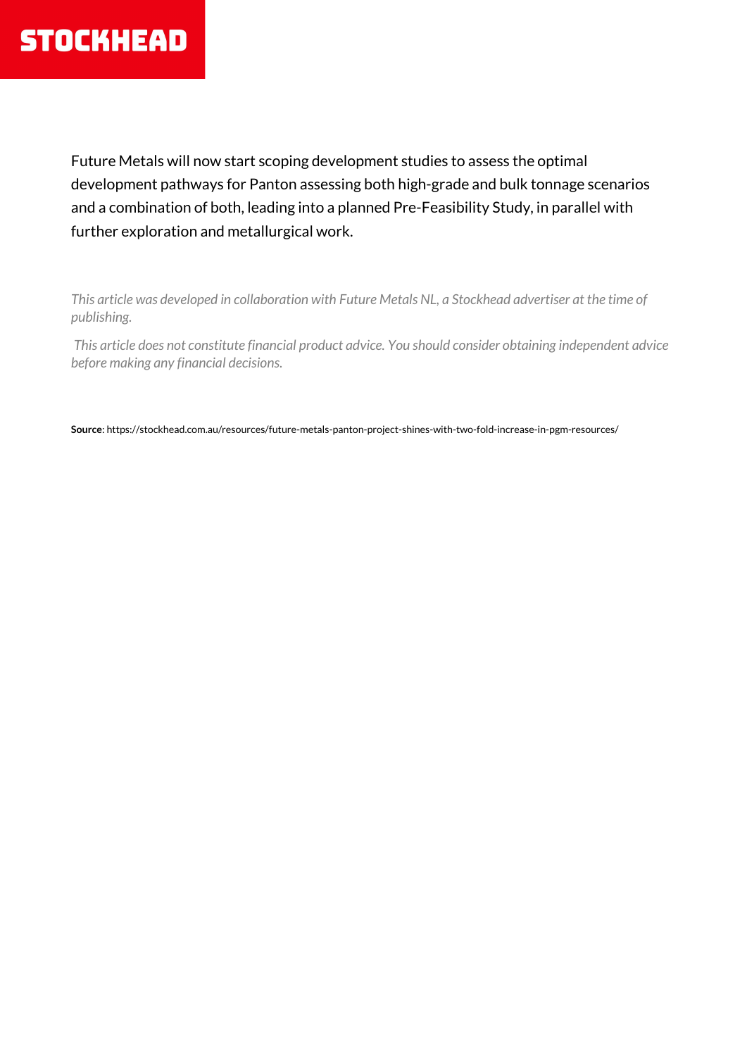Future Metals will now start scoping development studies to assess the optimal development pathways for Panton assessing both high-grade and bulk tonnage scenarios and a combination of both, leading into a planned Pre-Feasibility Study, in parallel with further exploration and metallurgical work.

*This article was developed in collaboration with Future Metals NL, a Stockhead advertiser at the time of publishing.*

*This article does not constitute financial product advice. You should consider obtaining independent advice before making any financial decisions.*

**Source**: https://stockhead.com.au/resources/future-metals-panton-project-shines-with-two-fold-increase-in-pgm-resources/